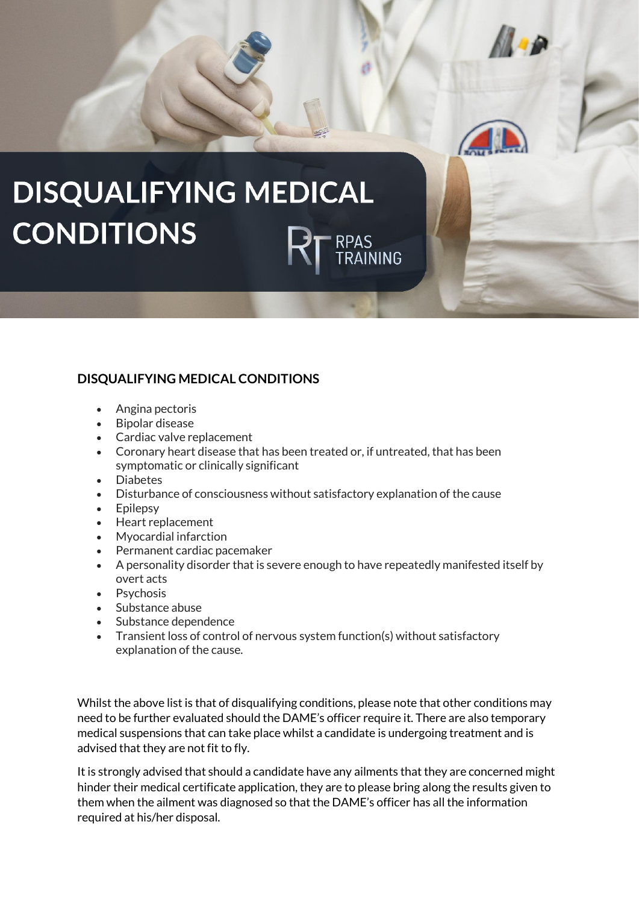# DISQUALIFYING MEDICAL CONDITIONS

RPAS TRAINING

## DISQUALIFYING MEDICAL CONDITIONS

- Angina pectoris
- Bipolar disease
- Cardiac valve replacement
- Coronary heart disease that has been treated or, if untreated, that has been symptomatic or clinically significant
- Diabetes
- Disturbance of consciousness without satisfactory explanation of the cause
- Epilepsy
- Heart replacement
- Myocardial infarction
- Permanent cardiac pacemaker
- A personality disorder that is severe enough to have repeatedly manifested itself by overt acts
- Psychosis
- Substance abuse
- Substance dependence
- Transient loss of control of nervous system function(s) without satisfactory explanation of the cause.

Whilst the above list is that of disqualifying conditions, please note that other conditions may need to be further evaluated should the DAME's officer require it. There are also temporary medical suspensions that can take place whilst a candidate is undergoing treatment and is advised that they are not fit to fly.

It is strongly advised that should a candidate have any ailments that they are concerned might hinder their medical certificate application, they are to please bring along the results given to them when the ailment was diagnosed so that the DAME's officer has all the information required at his/her disposal.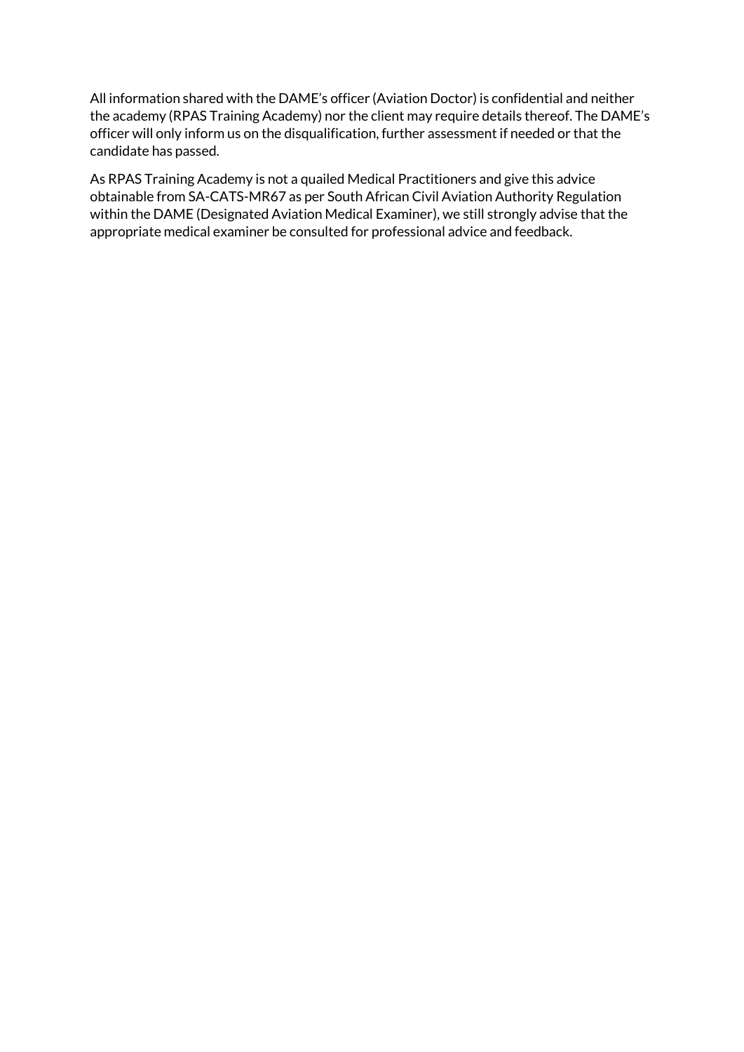All information shared with the DAME's officer (Aviation Doctor) is confidential and neither the academy (RPAS Training Academy) nor the client may require details thereof. The DAME's officer will only inform us on the disqualification, further assessment if needed or that the candidate has passed.

As RPAS Training Academy is not a quailed Medical Practitioners and give this advice obtainable from SA-CATS-MR67 as per South African Civil Aviation Authority Regulation within the DAME (Designated Aviation Medical Examiner), we still strongly advise that the appropriate medical examiner be consulted for professional advice and feedback.